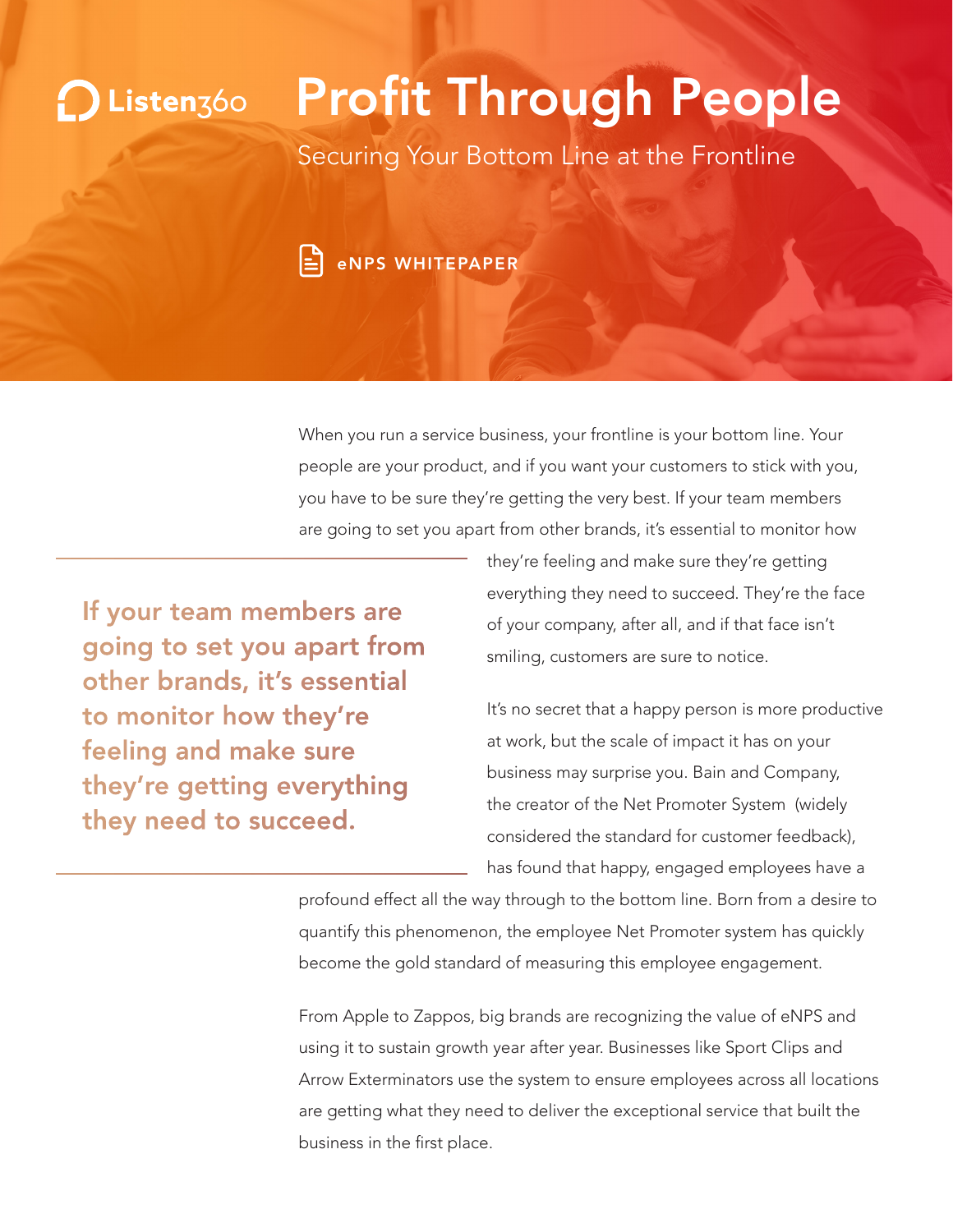Listen360

# Profit Through People

## Securing Your Bottom Line at the Frontline

eNPS WHITEPAPER

When you run a service business, your frontline is your bottom line. Your people are your product, and if you want your customers to stick with you, you have to be sure they're getting the very best. If your team members are going to set you apart from other brands, it's essential to monitor how they're feeling and make sure they're getting everything they need to succeed. They're the face of your company, after all, and if that face isn't smiling, customers are sure to notice.

> **If your team members are going to set you apart from other brands, it's essential to monitor how they're feeling and make sure they're getting everything they need to succeed.**

It's no secret that a happy person is more productive at work, but the scale of impact it has on your business may surprise you. Bain and Company, the creator of the Net Promoter System (widely considered the standard for customer feedback), has found that happy, engaged employees have a profound effect all the way through to the bottom line. Born from a desire to quantify this phenomenon, the employee Net Promoter system has quickly become the gold standard of measuring this employee engagement.

From Apple to Zappos, big brands are recognizing the value of eNPS and using it to sustain growth year after year. Businesses like Sport Clips and Arrow Exterminators use the system to ensure employees across all locations are getting what they need to deliver the exceptional service that built the business in the first place.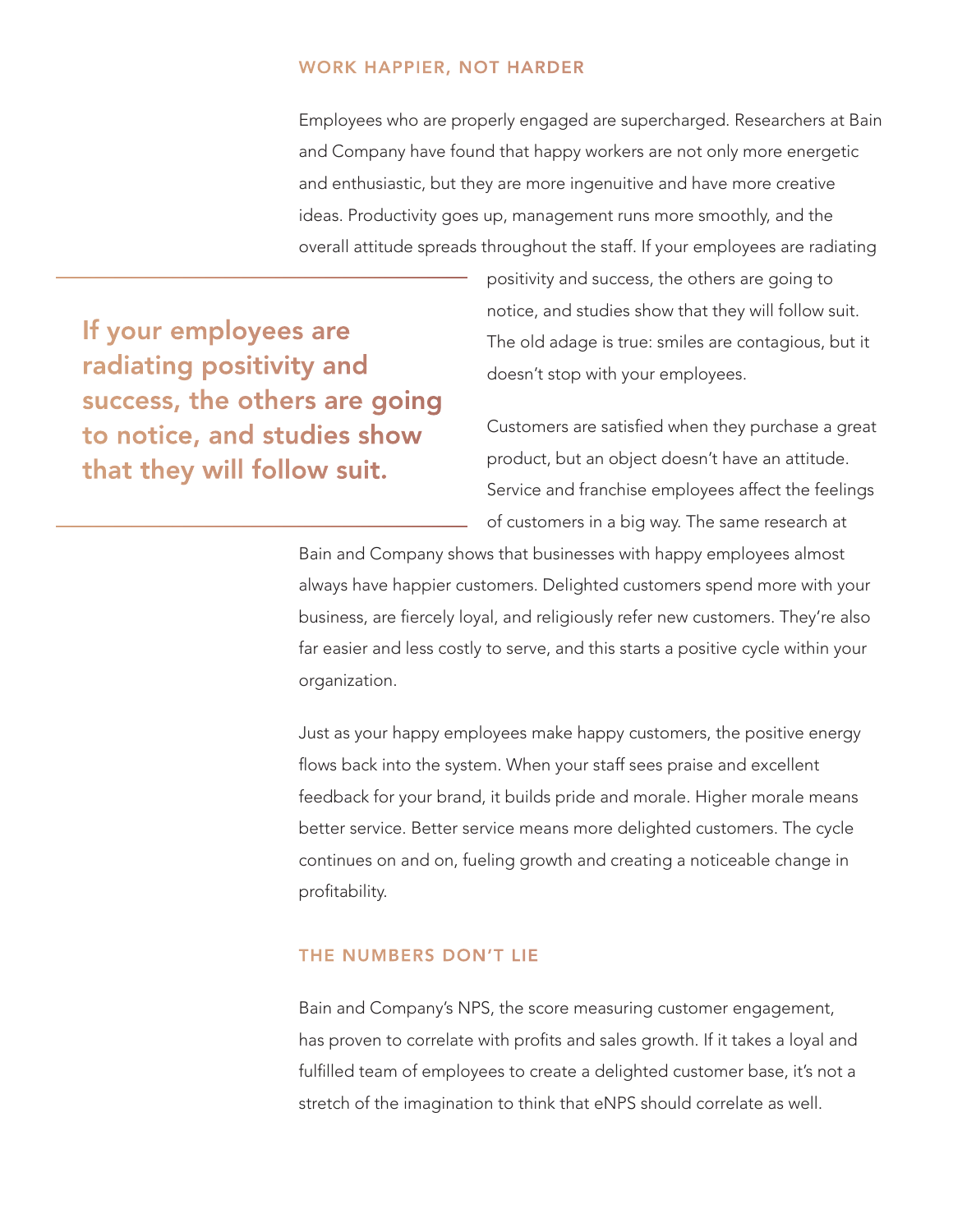## WORK HAPPIER, NOT HARDER

Employees who are properly engaged are supercharged. Researchers at Bain and Company have found that happy workers are not only more energetic and enthusiastic, but they are more ingenuitive and have more creative ideas. Productivity goes up, management runs more smoothly, and the overall attitude spreads throughout the staff. If your employees are radiating positivity and success, the others are going to notice, and studies show that they will follow suit. The old adage is true: smiles are contagious, but it doesn't stop with your employees.

> **If your employees are radiating positivity and success, the others are going to notice, and studies show that they will follow suit.**

Customers are satisfied when they purchase a great product, but an object doesn't have an attitude. Service and franchise employees affect the feelings of customers in a big way. The same research at Bain and Company shows that businesses with happy employees almost always have happier customers. Delighted customers spend more with your business, are fiercely loyal, and religiously refer new customers. They're also far easier and less costly to serve, and this starts a positive cycle within your organization.

Just as your happy employees make happy customers, the positive energy flows back into the system. When your staff sees praise and excellent feedback for your brand, it builds pride and morale. Higher morale means better service. Better service means more delighted customers. The cycle continues on and on, fueling growth and creating a noticeable change in profitability.

## THE NUMBERS DON'T LIE

Bain and Company's NPS, the score measuring customer engagement, has proven to correlate with profits and sales growth. If it takes a loyal and fulfilled team of employees to create a delighted customer base, it's not a stretch of the imagination to think that eNPS should correlate as well.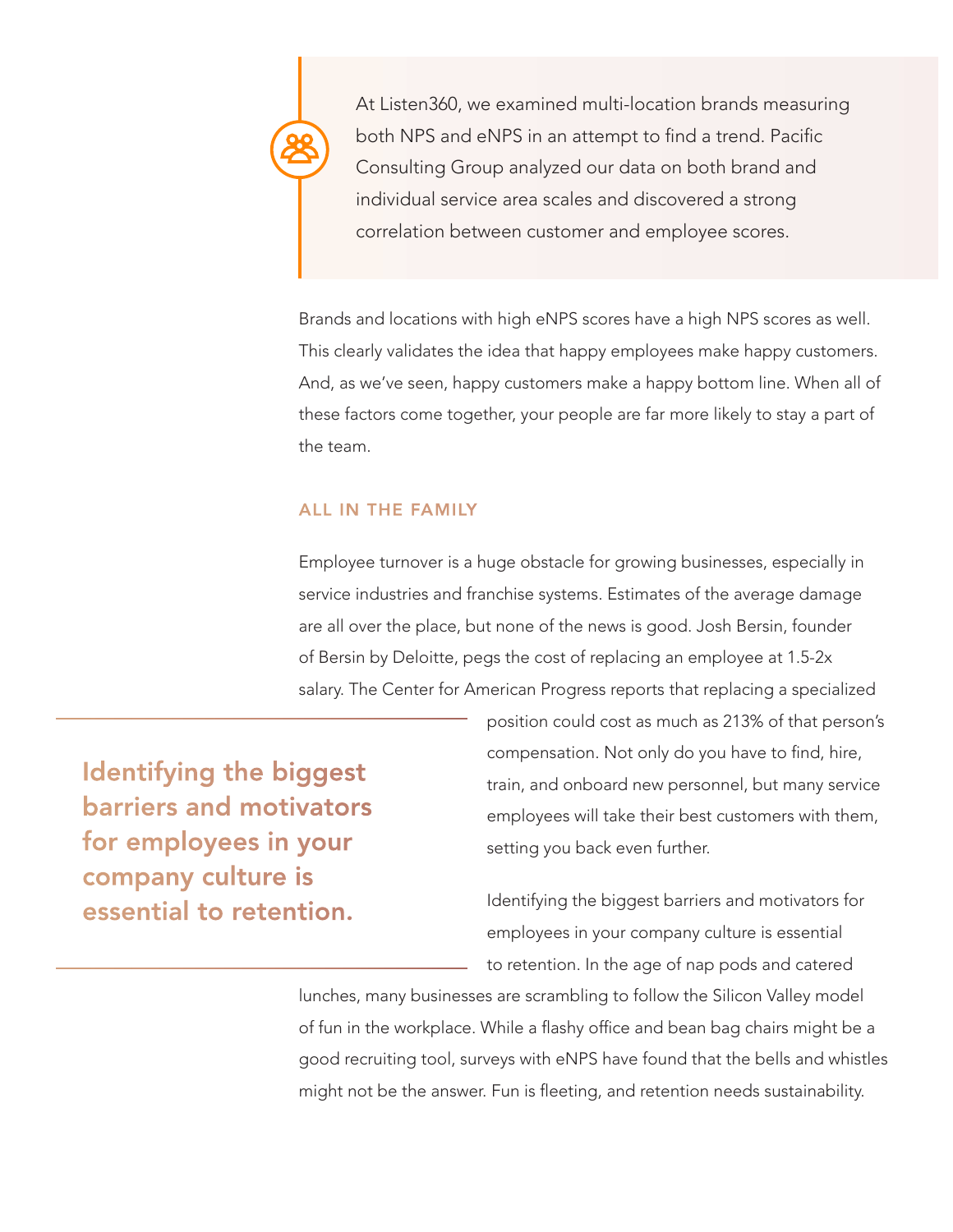> At Listen360, we examined multi-location brands measuring both NPS and eNPS in an attempt to find a trend. Pacific Consulting Group analyzed our data on both brand and individual service area scales and discovered a strong correlation between customer and employee scores.

Brands and locations with high eNPS scores have a high NPS scores as well. This clearly validates the idea that happy employees make happy customers. And, as we've seen, happy customers make a happy bottom line. When all of these factors come together, your people are far more likely to stay a part of the team.

### ALL IN THE FAMILY

Employee turnover is a huge obstacle for growing businesses, especially in service industries and franchise systems. Estimates of the average damage are all over the place, but none of the news is good. Josh Bersin, founder of Bersin by Deloitte, pegs the cost of replacing an employee at 1.5-2x salary. The Center for American Progress reports that replacing a specialized position could cost as much as 213% of that person's compensation. Not only do you have to find, hire, train, and onboard new personnel, but many service employees will take their best customers with them, setting you back even further.

> **Identifying the biggest barriers and motivators for employees in your company culture is essential to retention.**

Identifying the biggest barriers and motivators for employees in your company culture is essential to retention. In the age of nap pods and catered lunches, many businesses are scrambling to follow the Silicon Valley model of fun in the workplace. While a flashy office and bean bag chairs might be a good recruiting tool, surveys with eNPS have found that the bells and whistles might not be the answer. Fun is fleeting, and retention needs sustainability.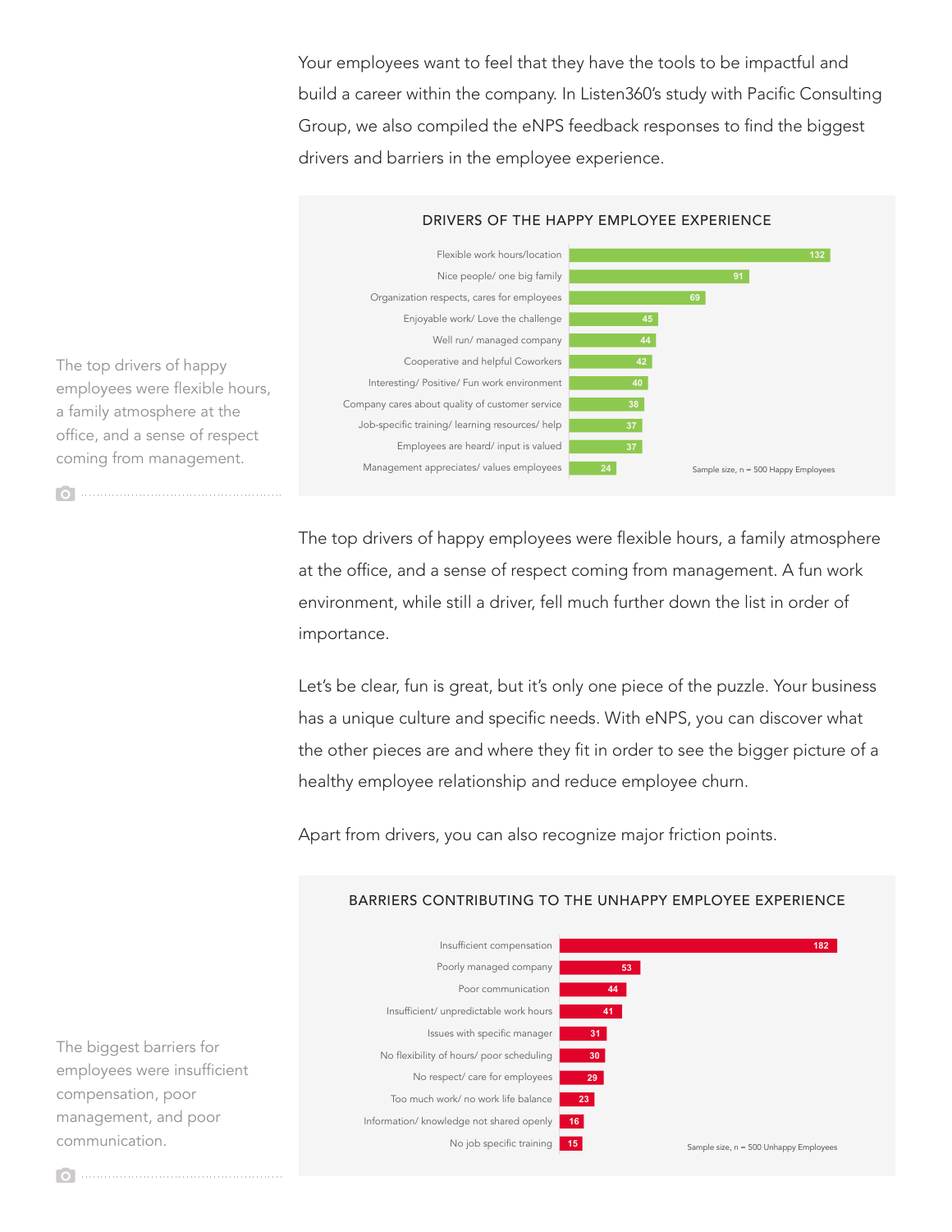Your employees want to feel that they have the tools to be impactful and build a career within the company. In Listen360's study with Pacific Consulting Group, we also compiled the eNPS feedback responses to find the biggest drivers and barriers in the employee experience.

The top drivers of happy employees were flexible hours, a family atmosphere at the office, and a sense of respect coming from management.

**DRIVERS OF THE HAPPY EMPLOYEE EXPERIENCE**

| Driver | Count |
|---|---|
| Flexible work hours/location | 132 |
| Nice people/ one big family | 91 |
| Organization respects, cares for employees | 69 |
| Enjoyable work/ Love the challenge | 45 |
| Well run/ managed company | 44 |
| Cooperative and helpful Coworkers | 42 |
| Interesting/ Positive/ Fun work environment | 40 |
| Company cares about quality of customer service | 38 |
| Job-specific training/ learning resources/ help | 37 |
| Employees are heard/ input is valued | 37 |
| Management appreciates/ values employees | 24 |

Sample size, n = 500 Happy Employees

The top drivers of happy employees were flexible hours, a family atmosphere at the office, and a sense of respect coming from management. A fun work environment, while still a driver, fell much further down the list in order of importance.

Let's be clear, fun is great, but it's only one piece of the puzzle. Your business has a unique culture and specific needs. With eNPS, you can discover what the other pieces are and where they fit in order to see the bigger picture of a healthy employee relationship and reduce employee churn.

Apart from drivers, you can also recognize major friction points.

The biggest barriers for employees were insufficient compensation, poor management, and poor communication.

**BARRIERS CONTRIBUTING TO THE UNHAPPY EMPLOYEE EXPERIENCE**

| Barrier | Count |
|---|---|
| Insufficient compensation | 182 |
| Poorly managed company | 53 |
| Poor communication | 44 |
| Insufficient/ unpredictable work hours | 41 |
| Issues with specific manager | 31 |
| No flexibility of hours/ poor scheduling | 30 |
| No respect/ care for employees | 29 |
| Too much work/ no work life balance | 23 |
| Information/ knowledge not shared openly | 16 |
| No job specific training | 15 |

Sample size, n = 500 Unhappy Employees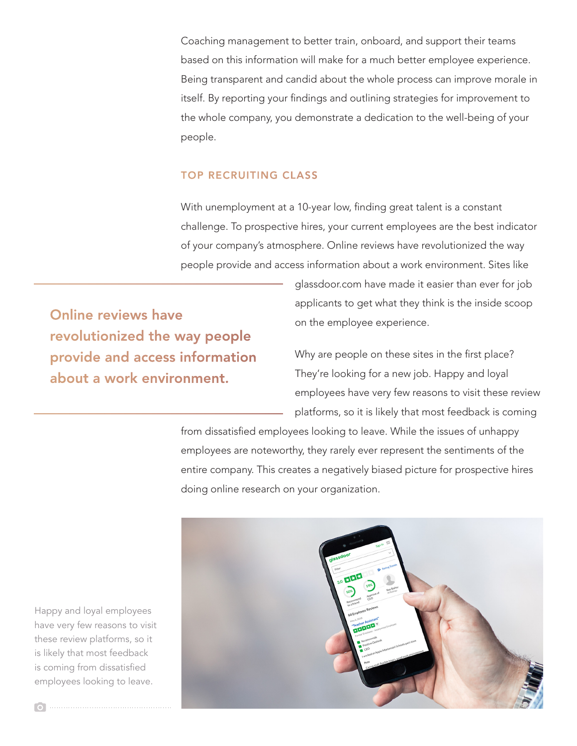Coaching management to better train, onboard, and support their teams based on this information will make for a much better employee experience. Being transparent and candid about the whole process can improve morale in itself. By reporting your findings and outlining strategies for improvement to the whole company, you demonstrate a dedication to the well-being of your people.

## TOP RECRUITING CLASS

With unemployment at a 10-year low, finding great talent is a constant challenge. To prospective hires, your current employees are the best indicator of your company's atmosphere. Online reviews have revolutionized the way people provide and access information about a work environment. Sites like glassdoor.com have made it easier than ever for job applicants to get what they think is the inside scoop on the employee experience.

> **Online reviews have revolutionized the way people provide and access information about a work environment.**

Why are people on these sites in the first place? They're looking for a new job. Happy and loyal employees have very few reasons to visit these review platforms, so it is likely that most feedback is coming from dissatisfied employees looking to leave. While the issues of unhappy employees are noteworthy, they rarely ever represent the sentiments of the entire company. This creates a negatively biased picture for prospective hires doing online research on your organization.

Happy and loyal employees have very few reasons to visit these review platforms, so it is likely that most feedback is coming from dissatisfied employees looking to leave.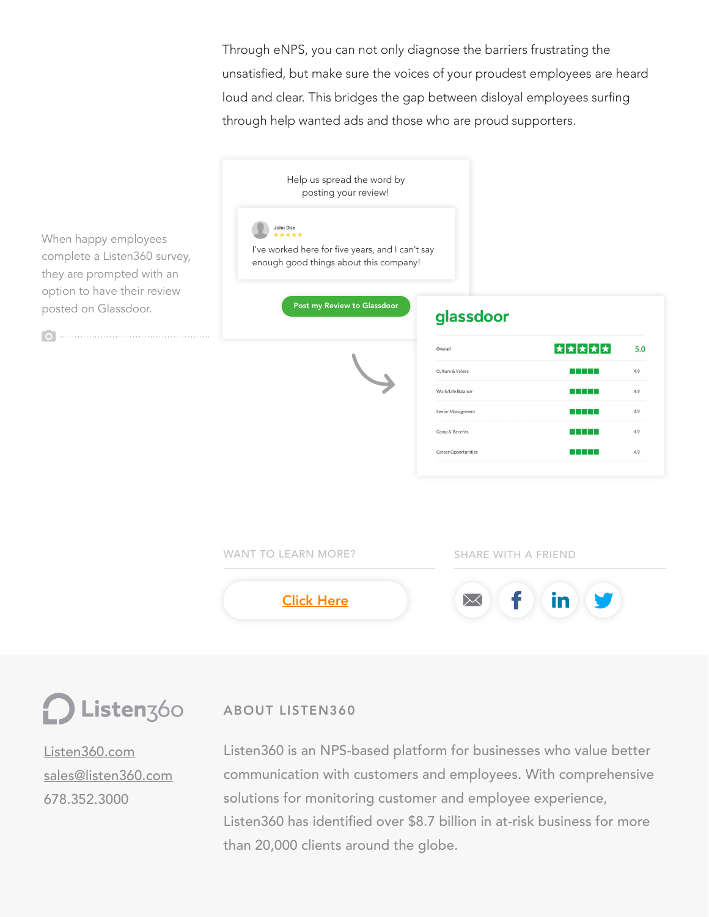Through eNPS, you can not only diagnose the barriers frustrating the unsatisfied, but make sure the voices of your proudest employees are heard loud and clear. This bridges the gap between disloyal employees surfing through help wanted ads and those who are proud supporters.

Help us spread the word by posting your review!

John Doe
★★★★★
I've worked here for five years, and I can't say enough good things about this company!

Post my Review to Glassdoor

glassdoor

Overall 5.0
Culture & Values 4.9
Work/Life Balance 4.9
Senior Management 4.9
Comp & Benefits 4.9
Career Opportunities 4.9

When happy employees complete a Listen360 survey, they are prompted with an option to have their review posted on Glassdoor.

WANT TO LEARN MORE?

Click Here

SHARE WITH A FRIEND

Listen360

Listen360.com

sales@listen360.com

678.352.3000

## ABOUT LISTEN360

Listen360 is an NPS-based platform for businesses who value better communication with customers and employees. With comprehensive solutions for monitoring customer and employee experience, Listen360 has identified over $8.7 billion in at-risk business for more than 20,000 clients around the globe.